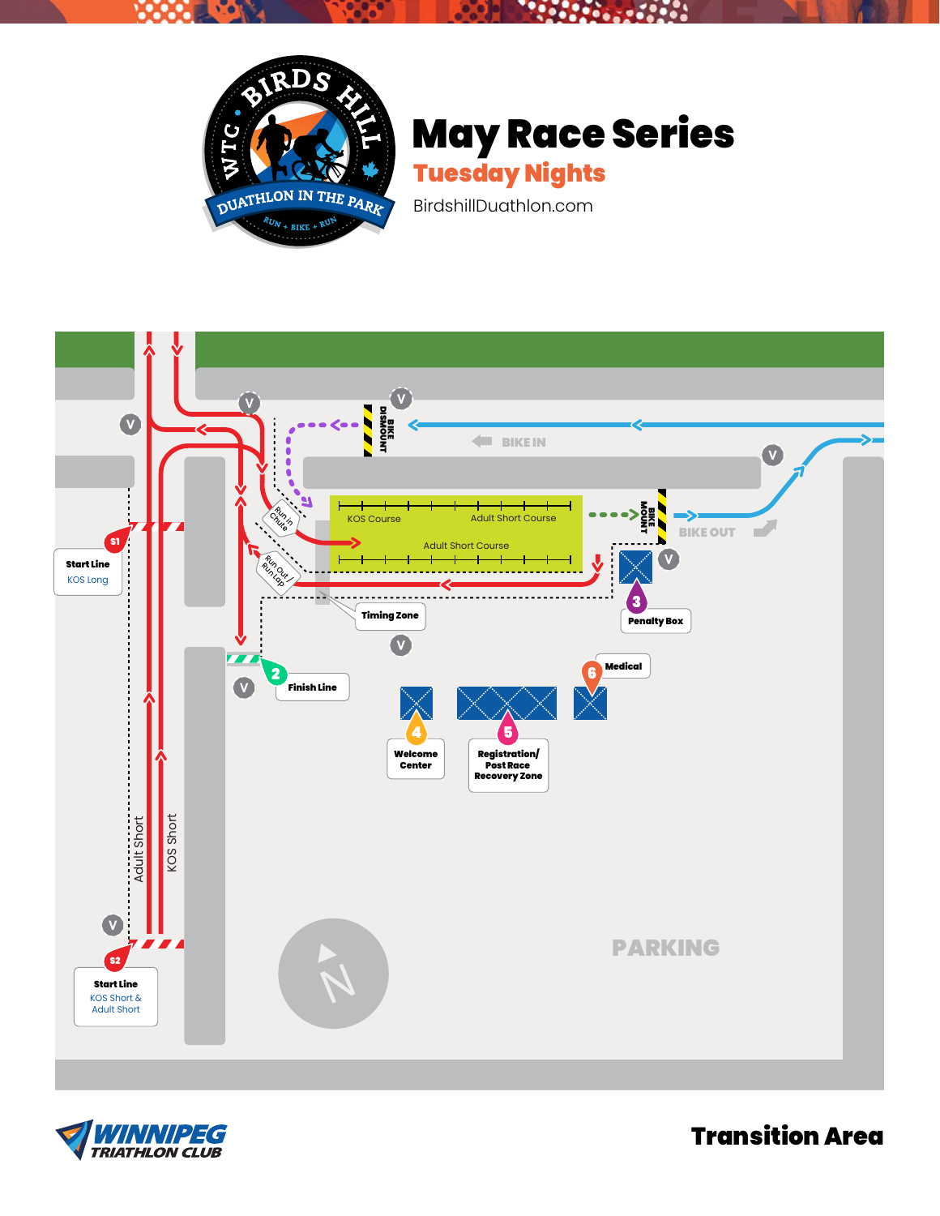# May Race Series

## Tuesday Nights

BirdshillDuathlon.com

BIRDS HILL · WTC · DUATHLON IN THE PARK · RUN + BIKE + RUN

BIKE DISMOUNT

BIKE IN

BIKE MOUNT

BIKE OUT

KOS Course

Adult Short Course

Adult Short Course

Run in Chute

Run Out / Run Lap

Timing Zone

**S1** Start Line
KOS Long

**S2** Start Line
KOS Short & Adult Short

**2** Finish Line

**3** Penalty Box

**4** Welcome Center

**5** Registration/ Post Race Recovery Zone

**6** Medical

Adult Short

KOS Short

PARKING

N

WINNIPEG TRIATHLON CLUB

# Transition Area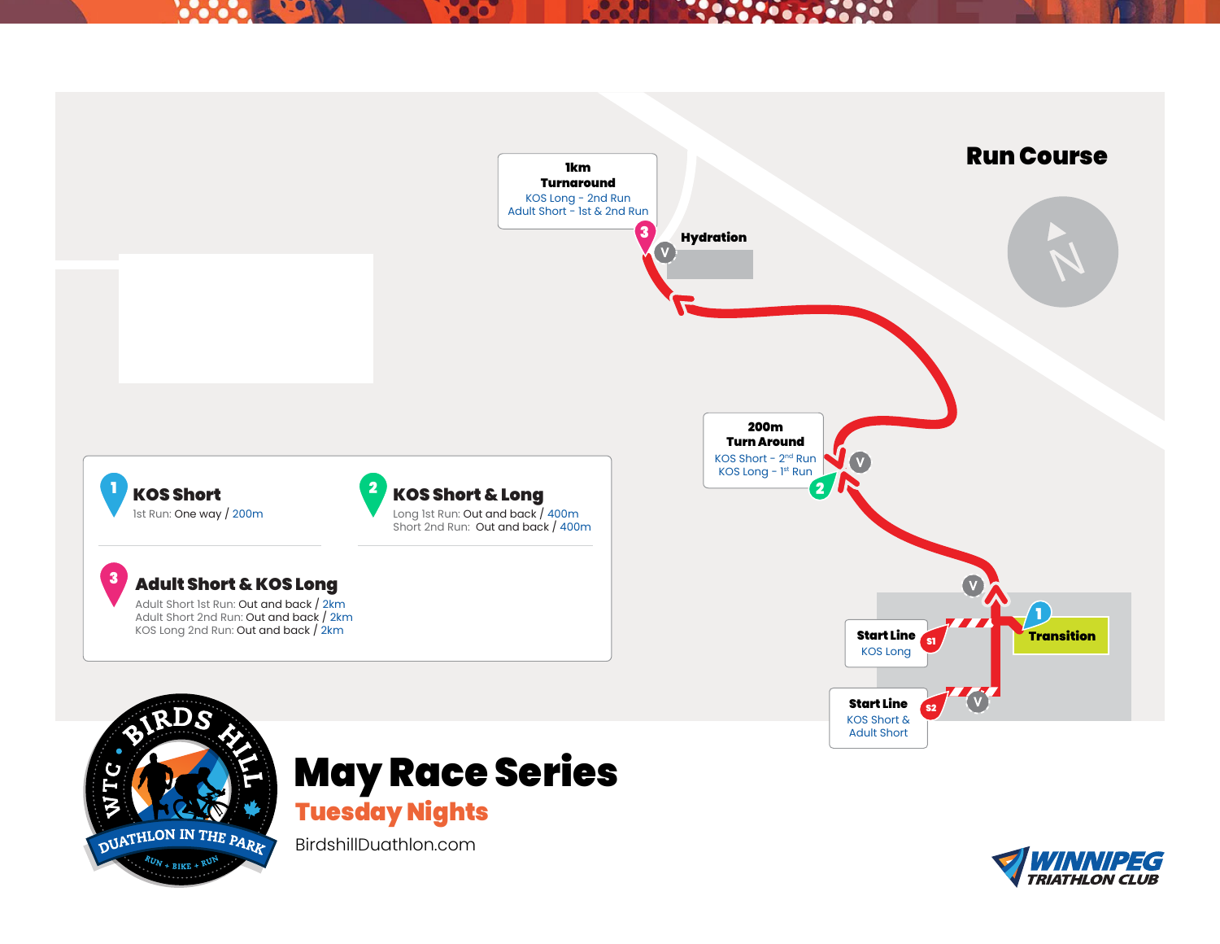# Run Course

**1km Turnaround**
KOS Long - 2nd Run
Adult Short - 1st & 2nd Run

Hydration

**200m Turn Around**
KOS Short - 2nd Run
KOS Long - 1st Run

**Start Line**
KOS Long

**Start Line**
KOS Short & Adult Short

Transition

## 1 KOS Short

1st Run: One way / 200m

## 2 KOS Short & Long

Long 1st Run: Out and back / 400m
Short 2nd Run: Out and back / 400m

## 3 Adult Short & KOS Long

Adult Short 1st Run: Out and back / 2km
Adult Short 2nd Run: Out and back / 2km
KOS Long 2nd Run: Out and back / 2km

WTC BIRDS HILL DUATHLON IN THE PARK
RUN + BIKE + RUN

# May Race Series

## Tuesday Nights

BirdshillDuathlon.com

WINNIPEG TRIATHLON CLUB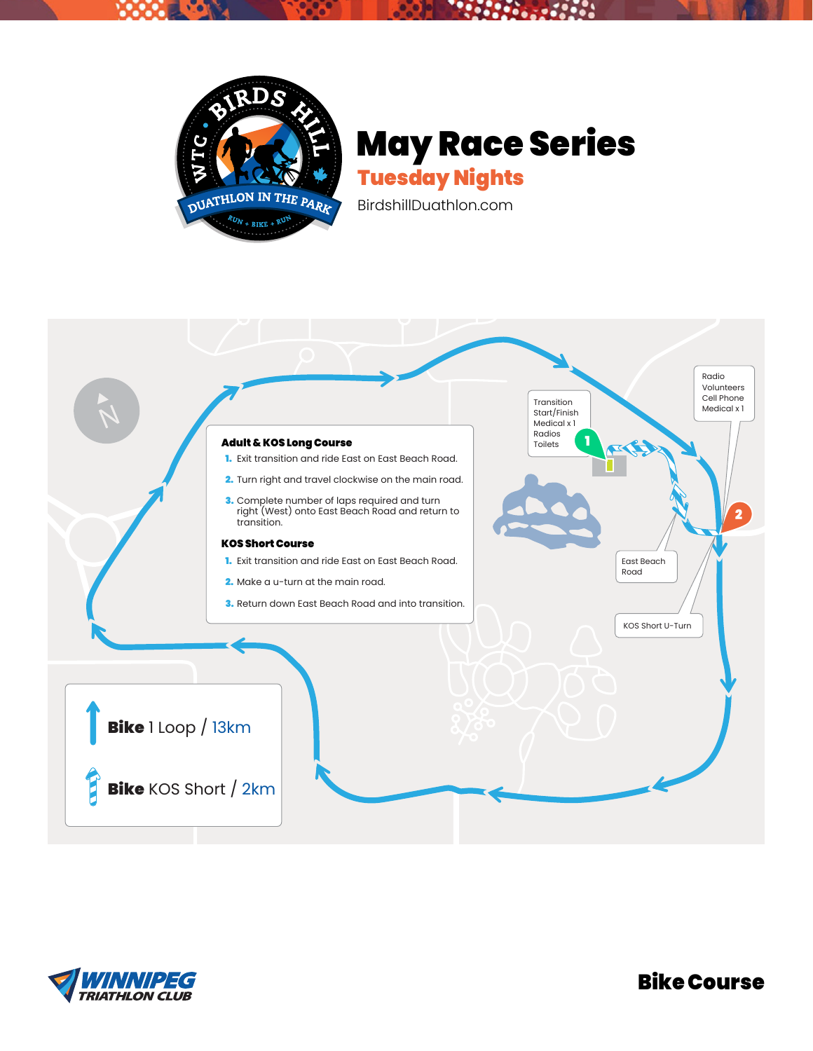# May Race Series

## Tuesday Nights

BirdshillDuathlon.com

Transition
Start/Finish
Medical x 1
Radios
Toilets

Radio
Volunteers
Cell Phone
Medical x 1

East Beach Road

KOS Short U-Turn

### Adult & KOS Long Course

1. Exit transition and ride East on East Beach Road.
2. Turn right and travel clockwise on the main road.
3. Complete number of laps required and turn right (West) onto East Beach Road and return to transition.

### KOS Short Course

1. Exit transition and ride East on East Beach Road.
2. Make a u-turn at the main road.
3. Return down East Beach Road and into transition.

**Bike** 1 Loop / 13km

**Bike** KOS Short / 2km

**Bike Course**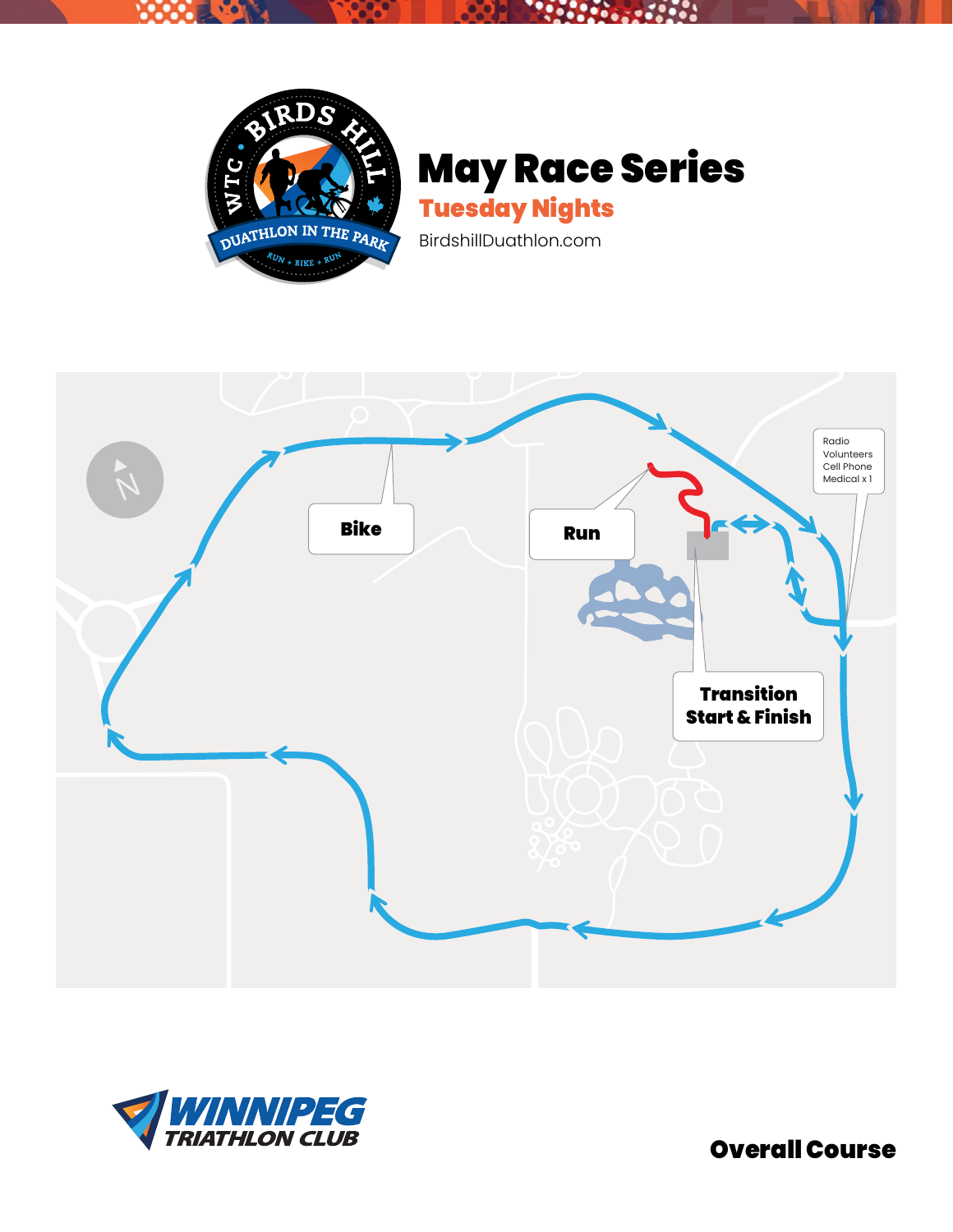# May Race Series

## Tuesday Nights

BirdshillDuathlon.com

Bike

Run

Transition
Start & Finish

Radio
Volunteers
Cell Phone
Medical x 1

N

WINNIPEG
TRIATHLON CLUB

**Overall Course**